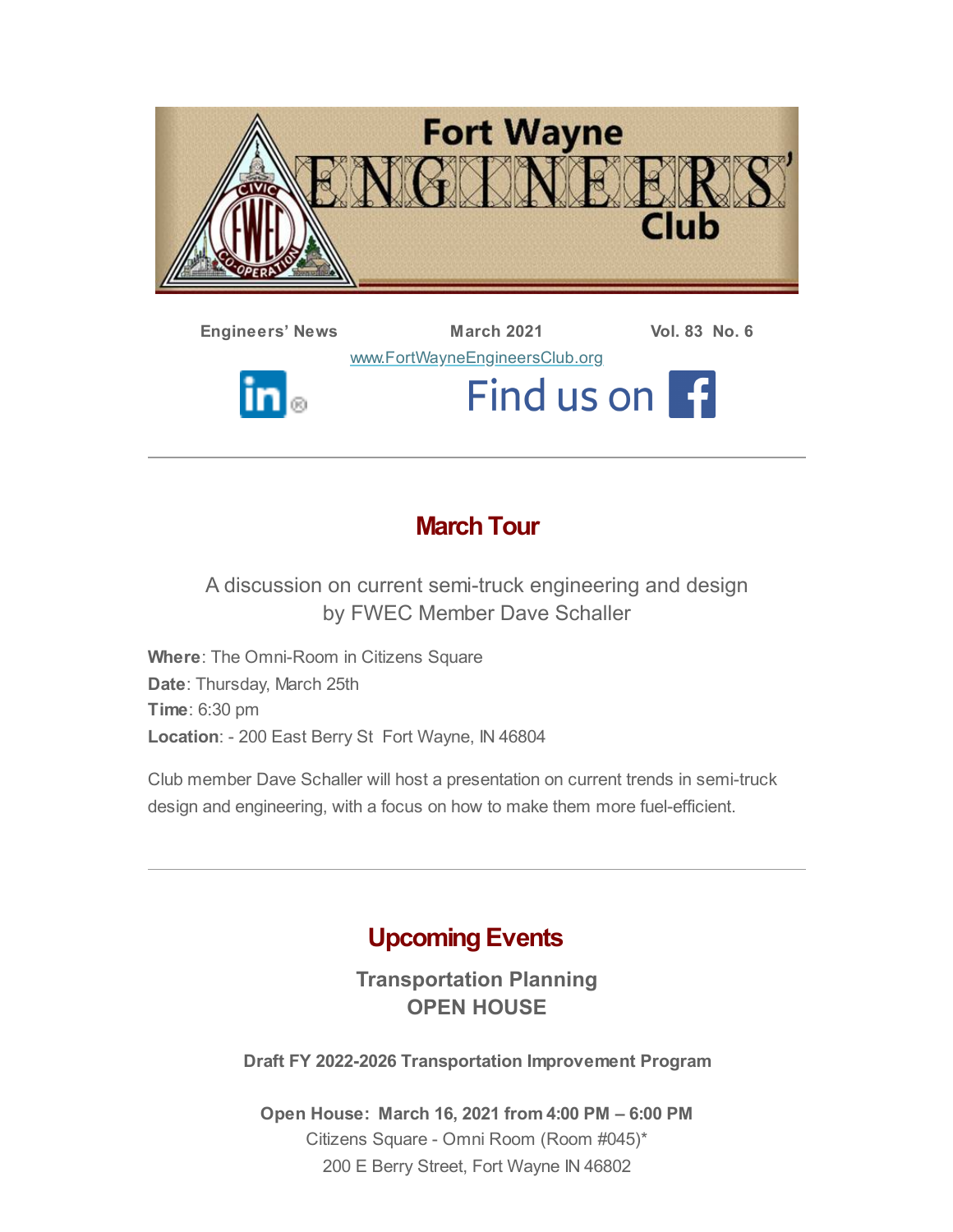# Fort Wayne ENGINEERS' Club

**Engineers' News** | **March 2021** | **Vol. 83 No. 6**

www.FortWayneEngineersClub.org

Find us on

---

## March Tour

A discussion on current semi-truck engineering and design
by FWEC Member Dave Schaller

**Where**: The Omni-Room in Citizens Square
**Date**: Thursday, March 25th
**Time**: 6:30 pm
**Location**: - 200 East Berry St Fort Wayne, IN 46804

Club member Dave Schaller will host a presentation on current trends in semi-truck design and engineering, with a focus on how to make them more fuel-efficient.

---

## Upcoming Events

### Transportation Planning
### OPEN HOUSE

**Draft FY 2022-2026 Transportation Improvement Program**

**Open House: March 16, 2021 from 4:00 PM – 6:00 PM**
Citizens Square - Omni Room (Room #045)*
200 E Berry Street, Fort Wayne IN 46802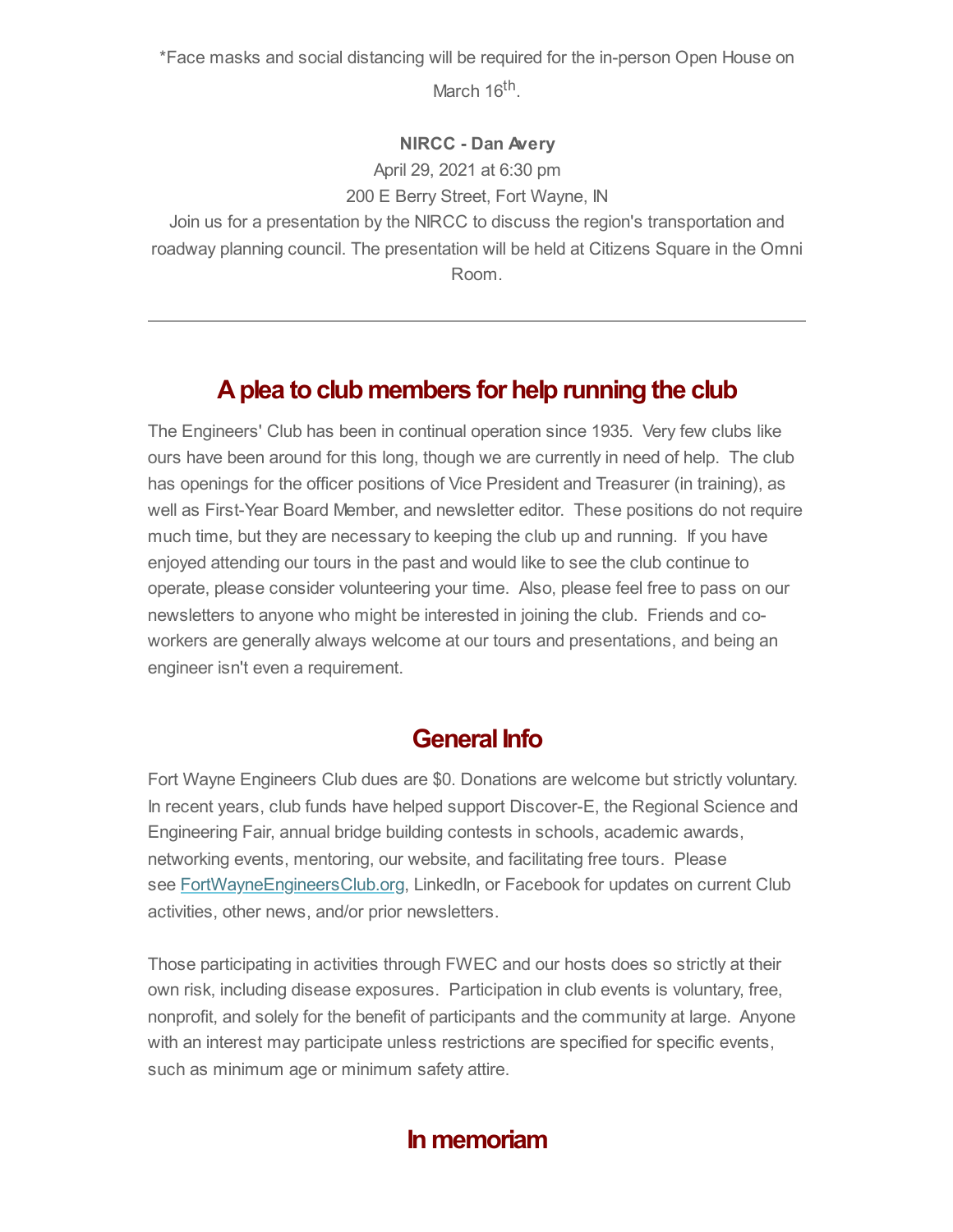*Face masks and social distancing will be required for the in-person Open House on March 16th.

**NIRCC - Dan Avery**

April 29, 2021 at 6:30 pm

200 E Berry Street, Fort Wayne, IN

Join us for a presentation by the NIRCC to discuss the region's transportation and roadway planning council. The presentation will be held at Citizens Square in the Omni Room.

---

## A plea to club members for help running the club

The Engineers' Club has been in continual operation since 1935. Very few clubs like ours have been around for this long, though we are currently in need of help. The club has openings for the officer positions of Vice President and Treasurer (in training), as well as First-Year Board Member, and newsletter editor. These positions do not require much time, but they are necessary to keeping the club up and running. If you have enjoyed attending our tours in the past and would like to see the club continue to operate, please consider volunteering your time. Also, please feel free to pass on our newsletters to anyone who might be interested in joining the club. Friends and co-workers are generally always welcome at our tours and presentations, and being an engineer isn't even a requirement.

## General Info

Fort Wayne Engineers Club dues are $0. Donations are welcome but strictly voluntary. In recent years, club funds have helped support Discover-E, the Regional Science and Engineering Fair, annual bridge building contests in schools, academic awards, networking events, mentoring, our website, and facilitating free tours. Please see [FortWayneEngineersClub.org](FortWayneEngineersClub.org), LinkedIn, or Facebook for updates on current Club activities, other news, and/or prior newsletters.

Those participating in activities through FWEC and our hosts does so strictly at their own risk, including disease exposures. Participation in club events is voluntary, free, nonprofit, and solely for the benefit of participants and the community at large. Anyone with an interest may participate unless restrictions are specified for specific events, such as minimum age or minimum safety attire.

## In memoriam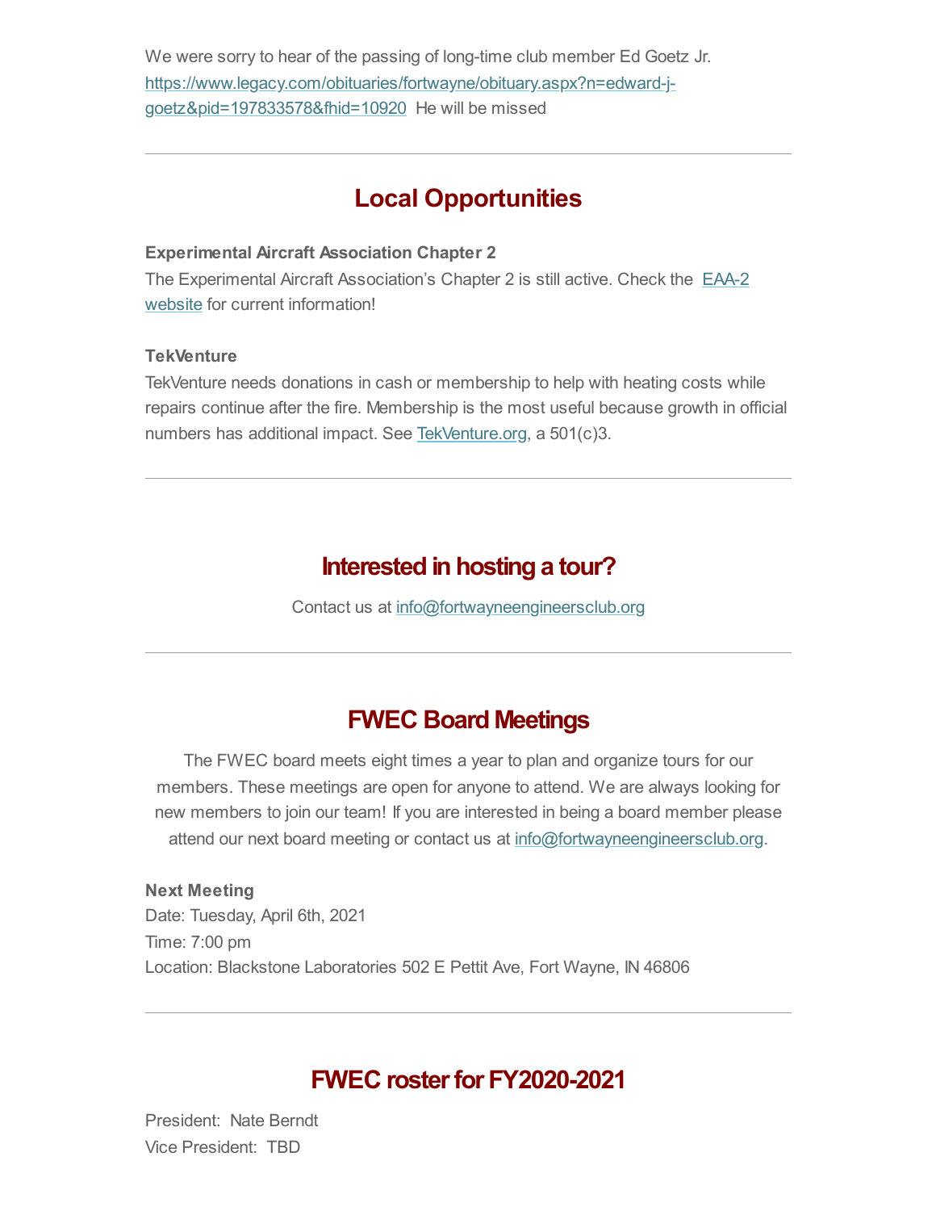We were sorry to hear of the passing of long-time club member Ed Goetz Jr. https://www.legacy.com/obituaries/fortwayne/obituary.aspx?n=edward-j-goetz&pid=197833578&fhid=10920 He will be missed

---

## Local Opportunities

**Experimental Aircraft Association Chapter 2**
The Experimental Aircraft Association's Chapter 2 is still active. Check the EAA-2 website for current information!

**TekVenture**
TekVenture needs donations in cash or membership to help with heating costs while repairs continue after the fire. Membership is the most useful because growth in official numbers has additional impact. See TekVenture.org, a 501(c)3.

---

## Interested in hosting a tour?

Contact us at info@fortwayneengineersclub.org

---

## FWEC Board Meetings

The FWEC board meets eight times a year to plan and organize tours for our members. These meetings are open for anyone to attend. We are always looking for new members to join our team! If you are interested in being a board member please attend our next board meeting or contact us at info@fortwayneengineersclub.org.

**Next Meeting**
Date: Tuesday, April 6th, 2021
Time: 7:00 pm
Location: Blackstone Laboratories 502 E Pettit Ave, Fort Wayne, IN 46806

---

## FWEC roster for FY2020-2021

President: Nate Berndt
Vice President: TBD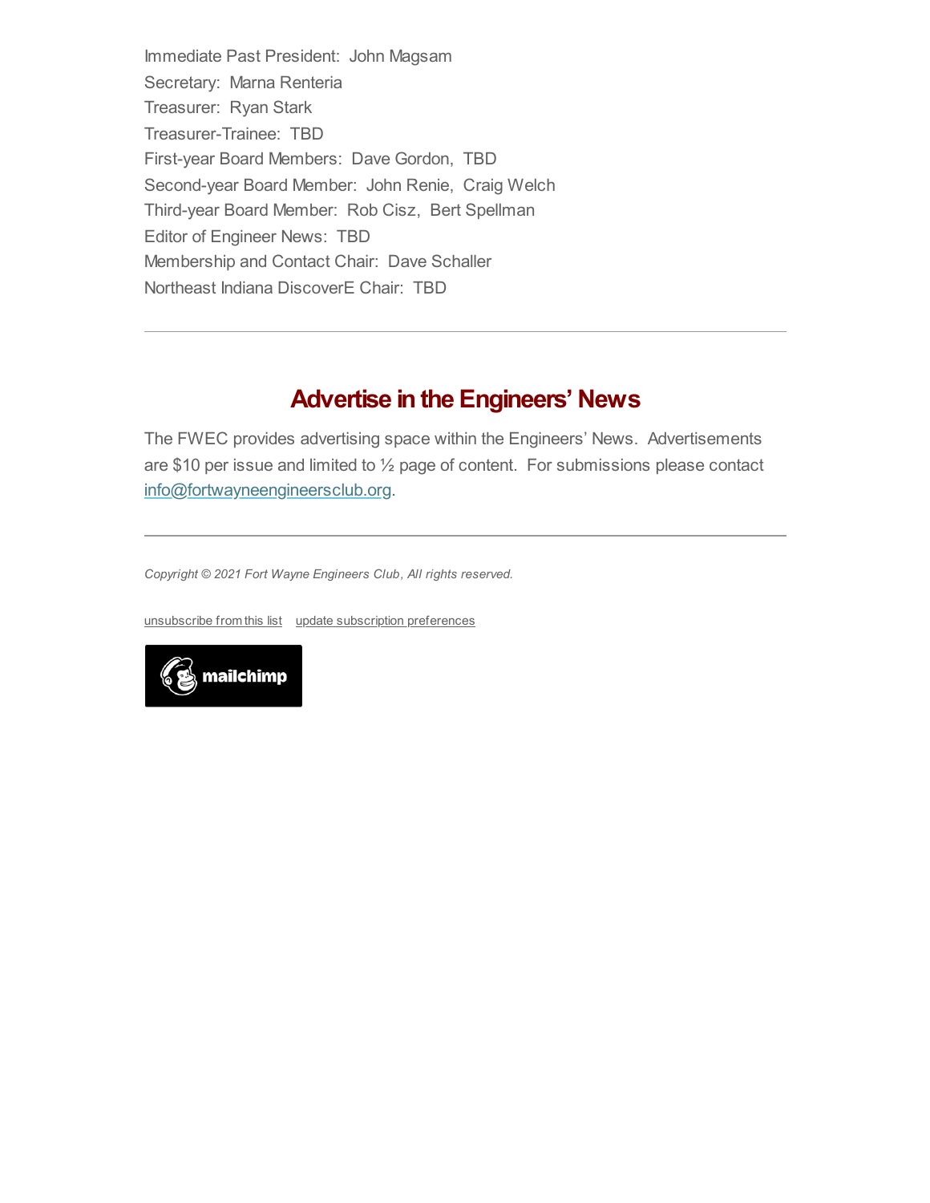Immediate Past President: John Magsam
Secretary: Marna Renteria
Treasurer: Ryan Stark
Treasurer-Trainee: TBD
First-year Board Members: Dave Gordon, TBD
Second-year Board Member: John Renie, Craig Welch
Third-year Board Member: Rob Cisz, Bert Spellman
Editor of Engineer News: TBD
Membership and Contact Chair: Dave Schaller
Northeast Indiana DiscoverE Chair: TBD

---

## Advertise in the Engineers' News

The FWEC provides advertising space within the Engineers' News. Advertisements are $10 per issue and limited to ½ page of content. For submissions please contact info@fortwayneengineersclub.org.

---

*Copyright © 2021 Fort Wayne Engineers Club, All rights reserved.*

unsubscribe from this list update subscription preferences

mailchimp